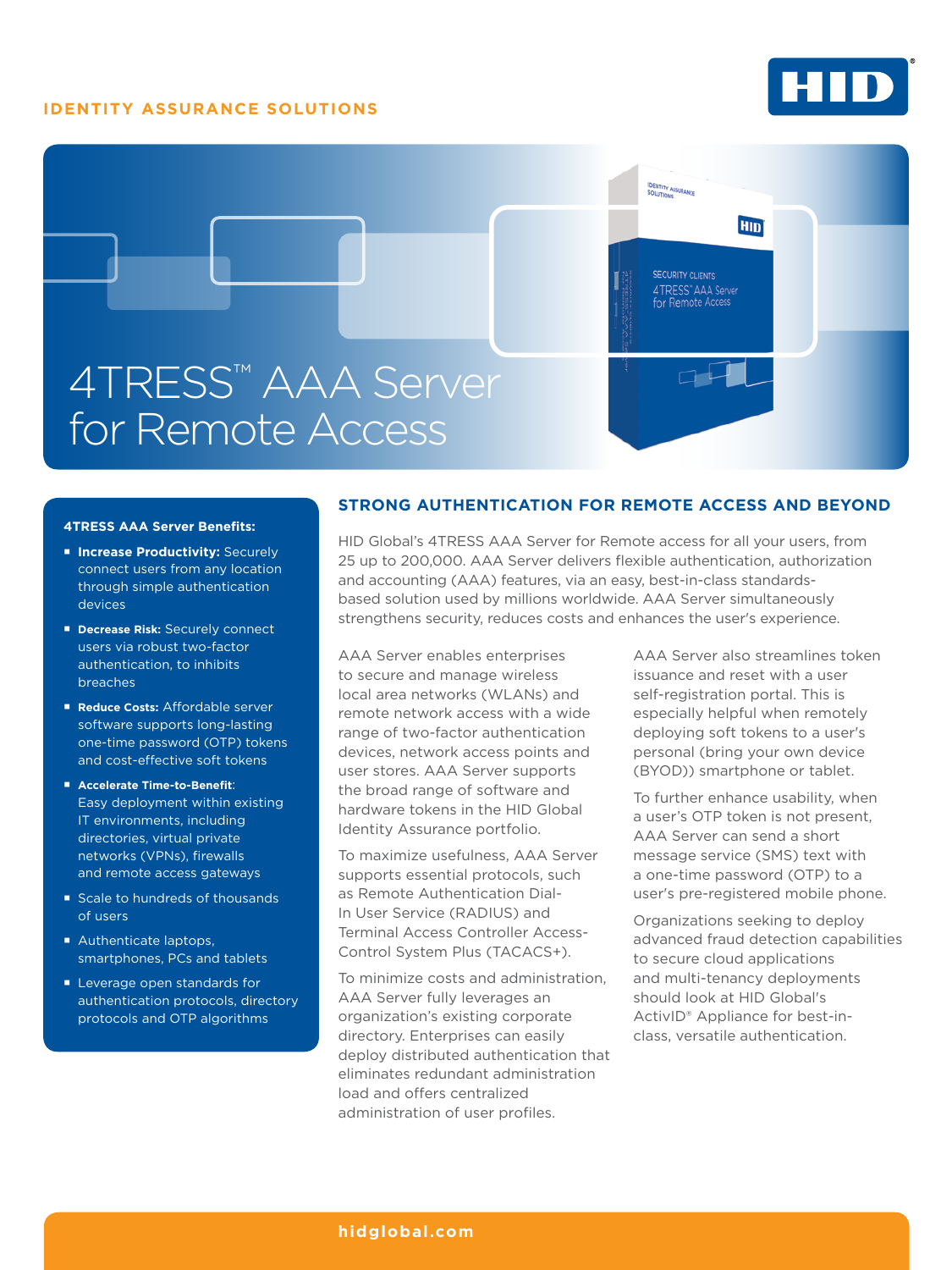IDENTITY ASSURANCE SOLUTIONS

# 4TRESS™ AAA Server for Remote Access

**4TRESS AAA Server Benefits:**

- **Increase Productivity:** Securely connect users from any location through simple authentication devices
- **Decrease Risk:** Securely connect users via robust two-factor authentication, to inhibits breaches
- **Reduce Costs:** Affordable server software supports long-lasting one-time password (OTP) tokens and cost-effective soft tokens
- **Accelerate Time-to-Benefit**: Easy deployment within existing IT environments, including directories, virtual private networks (VPNs), firewalls and remote access gateways
- Scale to hundreds of thousands of users
- Authenticate laptops, smartphones, PCs and tablets
- Leverage open standards for authentication protocols, directory protocols and OTP algorithms

## STRONG AUTHENTICATION FOR REMOTE ACCESS AND BEYOND

HID Global's 4TRESS AAA Server for Remote access for all your users, from 25 up to 200,000. AAA Server delivers flexible authentication, authorization and accounting (AAA) features, via an easy, best-in-class standards-based solution used by millions worldwide. AAA Server simultaneously strengthens security, reduces costs and enhances the user's experience.

AAA Server enables enterprises to secure and manage wireless local area networks (WLANs) and remote network access with a wide range of two-factor authentication devices, network access points and user stores. AAA Server supports the broad range of software and hardware tokens in the HID Global Identity Assurance portfolio.

To maximize usefulness, AAA Server supports essential protocols, such as Remote Authentication Dial-In User Service (RADIUS) and Terminal Access Controller Access-Control System Plus (TACACS+).

To minimize costs and administration, AAA Server fully leverages an organization's existing corporate directory. Enterprises can easily deploy distributed authentication that eliminates redundant administration load and offers centralized administration of user profiles.

AAA Server also streamlines token issuance and reset with a user self-registration portal. This is especially helpful when remotely deploying soft tokens to a user's personal (bring your own device (BYOD)) smartphone or tablet.

To further enhance usability, when a user's OTP token is not present, AAA Server can send a short message service (SMS) text with a one-time password (OTP) to a user's pre-registered mobile phone.

Organizations seeking to deploy advanced fraud detection capabilities to secure cloud applications and multi-tenancy deployments should look at HID Global's ActivID® Appliance for best-in-class, versatile authentication.

hidglobal.com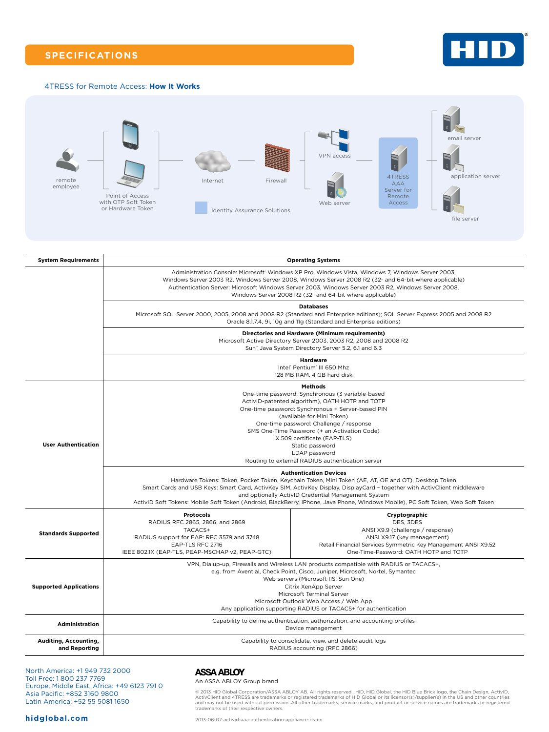## SPECIFICATIONS

4TRESS for Remote Access: **How It Works**

remote employee

Point of Access with OTP Soft Token or Hardware Token

Internet

Firewall

VPN access

Web server

4TRESS AAA Server for Remote Access

email server

application server

file server

Identity Assurance Solutions

| System Requirements | Operating Systems | |
|---|---|---|
| | Administration Console: Microsoft® Windows XP Pro, Windows Vista, Windows 7, Windows Server 2003, Windows Server 2003 R2, Windows Server 2008, Windows Server 2008 R2 (32- and 64-bit where applicable) Authentication Server: Microsoft Windows Server 2003, Windows Server 2003 R2, Windows Server 2008, Windows Server 2008 R2 (32- and 64-bit where applicable) | |
| | **Databases** Microsoft SQL Server 2000, 2005, 2008 and 2008 R2 (Standard and Enterprise editions); SQL Server Express 2005 and 2008 R2 Oracle 8.1.7.4, 9i, 10g and 11g (Standard and Enterprise editions) | |
| | **Directories and Hardware (Minimum requirements)** Microsoft Active Directory Server 2003, 2003 R2, 2008 and 2008 R2 Sun™ Java System Directory Server 5.2, 6.1 and 6.3 | |
| | **Hardware** Intel® Pentium® III 650 Mhz 128 MB RAM, 4 GB hard disk | |
| **User Authentication** | **Methods** One-time password: Synchronous (3 variable-based ActivID-patented algorithm), OATH HOTP and TOTP One-time password: Synchronous + Server-based PIN (available for Mini Token) One-time password: Challenge / response SMS One-Time Password (+ an Activation Code) X.509 certificate (EAP-TLS) Static password LDAP password Routing to external RADIUS authentication server | |
| | **Authentication Devices** Hardware Tokens: Token, Pocket Token, Keychain Token, Mini Token (AE, AT, OE and OT), Desktop Token Smart Cards and USB Keys: Smart Card, ActivKey SIM, ActivKey Display, DisplayCard – together with ActivClient middleware and optionally ActivID Credential Management System ActivID Soft Tokens: Mobile Soft Token (Android, BlackBerry, iPhone, Java Phone, Windows Mobile), PC Soft Token, Web Soft Token | |
| **Standards Supported** | **Protocols** RADIUS RFC 2865, 2866, and 2869 TACACS+ RADIUS support for EAP: RFC 3579 and 3748 EAP-TLS RFC 2716 IEEE 802.1X (EAP-TLS, PEAP-MSCHAP v2, PEAP-GTC) | **Cryptographic** DES, 3DES ANSI X9.9 (challenge / response) ANSI X9.17 (key management) Retail Financial Services Symmetric Key Management ANSI X9.52 One-Time-Password: OATH HOTP and TOTP |
| **Supported Applications** | VPN, Dialup-up, Firewalls and Wireless LAN products compatible with RADIUS or TACACS+, e.g. from Avential, Check Point, Cisco, Juniper, Microsoft, Nortel, Symantec Web servers (Microsoft IIS, Sun One) Citrix XenApp Server Microsoft Terminal Server Microsoft Outlook Web Access / Web App Any application supporting RADIUS or TACACS+ for authentication | |
| **Administration** | Capability to define authentication, authorization, and accounting profiles Device management | |
| **Auditing, Accounting, and Reporting** | Capability to consolidate, view, and delete audit logs RADIUS accounting (RFC 2866) | |

North America: +1 949 732 2000
Toll Free: 1 800 237 7769
Europe, Middle East, Africa: +49 6123 791 0
Asia Pacific: +852 3160 9800
Latin America: +52 55 5081 1650

**hidglobal.com**

ASSA ABLOY
An ASSA ABLOY Group brand

© 2013 HID Global Corporation/ASSA ABLOY AB. All rights reserved. HID, HID Global, the HID Blue Brick logo, the Chain Design, ActivID, ActivClient and 4TRESS are trademarks or registered trademarks of HID Global or its licensor(s)/supplier(s) in the US and other countries and may not be used without permission. All other trademarks, service marks, and product or service names are trademarks or registered trademarks of their respective owners.

2013-06-07-activid-aaa-authentication-appliance-ds-en